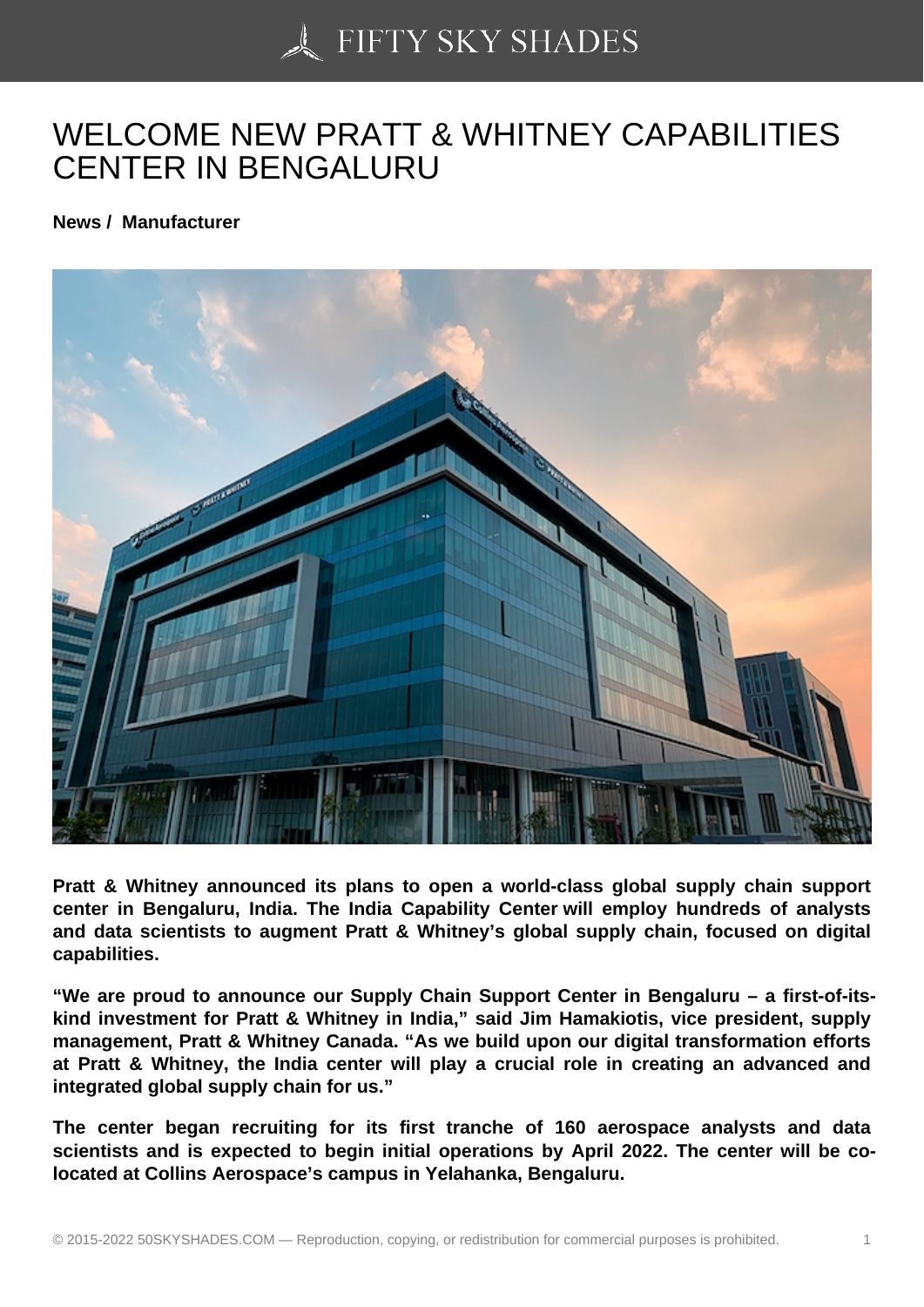# WELCOME NEW PRATT & WHITNEY CAPABILITIES CENTER IN BENGALURU

**News / Manufacturer**

**Pratt & Whitney announced its plans to open a world-class global supply chain support center in Bengaluru, India. The India Capability Center will employ hundreds of analysts and data scientists to augment Pratt & Whitney's global supply chain, focused on digital capabilities.**

**"We are proud to announce our Supply Chain Support Center in Bengaluru – a first-of-its-kind investment for Pratt & Whitney in India," said Jim Hamakiotis, vice president, supply management, Pratt & Whitney Canada. "As we build upon our digital transformation efforts at Pratt & Whitney, the India center will play a crucial role in creating an advanced and integrated global supply chain for us."**

**The center began recruiting for its first tranche of 160 aerospace analysts and data scientists and is expected to begin initial operations by April 2022. The center will be co-located at Collins Aerospace's campus in Yelahanka, Bengaluru.**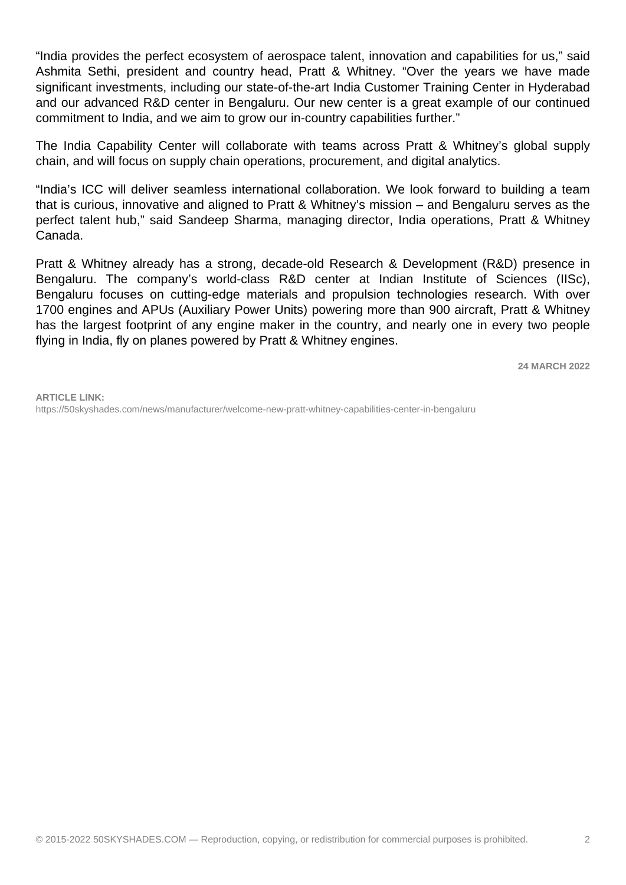“India provides the perfect ecosystem of aerospace talent, innovation and capabilities for us,” said Ashmita Sethi, president and country head, Pratt & Whitney. “Over the years we have made significant investments, including our state-of-the-art India Customer Training Center in Hyderabad and our advanced R&D center in Bengaluru. Our new center is a great example of our continued commitment to India, and we aim to grow our in-country capabilities further.”

The India Capability Center will collaborate with teams across Pratt & Whitney’s global supply chain, and will focus on supply chain operations, procurement, and digital analytics.

“India’s ICC will deliver seamless international collaboration. We look forward to building a team that is curious, innovative and aligned to Pratt & Whitney’s mission – and Bengaluru serves as the perfect talent hub,” said Sandeep Sharma, managing director, India operations, Pratt & Whitney Canada.

Pratt & Whitney already has a strong, decade-old Research & Development (R&D) presence in Bengaluru. The company’s world-class R&D center at Indian Institute of Sciences (IISc), Bengaluru focuses on cutting-edge materials and propulsion technologies research. With over 1700 engines and APUs (Auxiliary Power Units) powering more than 900 aircraft, Pratt & Whitney has the largest footprint of any engine maker in the country, and nearly one in every two people flying in India, fly on planes powered by Pratt & Whitney engines.

**24 MARCH 2022**

**ARTICLE LINK:**
https://50skyshades.com/news/manufacturer/welcome-new-pratt-whitney-capabilities-center-in-bengaluru